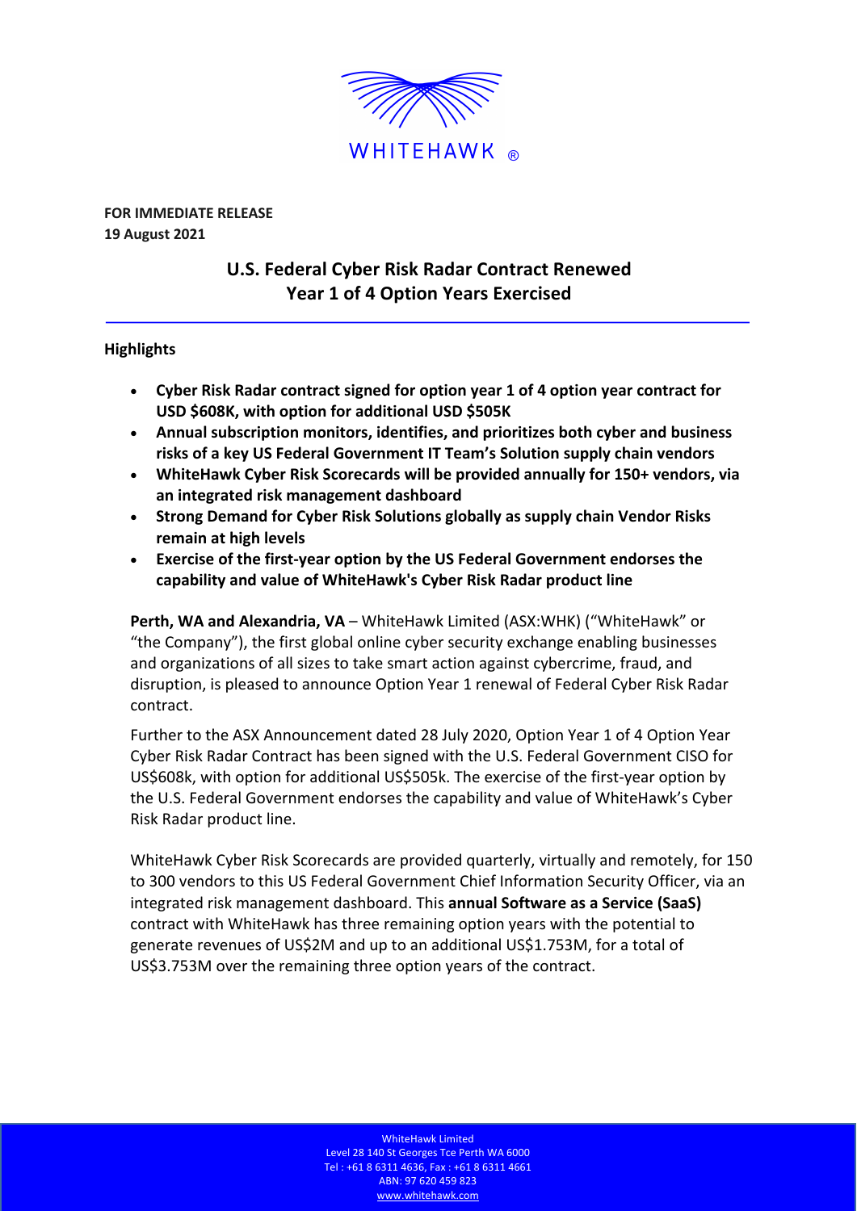WHITEHAWK ®

**FOR IMMEDIATE RELEASE**
**19 August 2021**

# U.S. Federal Cyber Risk Radar Contract Renewed Year 1 of 4 Option Years Exercised

## Highlights

- **Cyber Risk Radar contract signed for option year 1 of 4 option year contract for USD $608K, with option for additional USD $505K**
- **Annual subscription monitors, identifies, and prioritizes both cyber and business risks of a key US Federal Government IT Team's Solution supply chain vendors**
- **WhiteHawk Cyber Risk Scorecards will be provided annually for 150+ vendors, via an integrated risk management dashboard**
- **Strong Demand for Cyber Risk Solutions globally as supply chain Vendor Risks remain at high levels**
- **Exercise of the first-year option by the US Federal Government endorses the capability and value of WhiteHawk's Cyber Risk Radar product line**

**Perth, WA and Alexandria, VA** – WhiteHawk Limited (ASX:WHK) ("WhiteHawk" or "the Company"), the first global online cyber security exchange enabling businesses and organizations of all sizes to take smart action against cybercrime, fraud, and disruption, is pleased to announce Option Year 1 renewal of Federal Cyber Risk Radar contract.

Further to the ASX Announcement dated 28 July 2020, Option Year 1 of 4 Option Year Cyber Risk Radar Contract has been signed with the U.S. Federal Government CISO for US$608k, with option for additional US$505k. The exercise of the first-year option by the U.S. Federal Government endorses the capability and value of WhiteHawk's Cyber Risk Radar product line.

WhiteHawk Cyber Risk Scorecards are provided quarterly, virtually and remotely, for 150 to 300 vendors to this US Federal Government Chief Information Security Officer, via an integrated risk management dashboard. This **annual Software as a Service (SaaS)** contract with WhiteHawk has three remaining option years with the potential to generate revenues of US$2M and up to an additional US$1.753M, for a total of US$3.753M over the remaining three option years of the contract.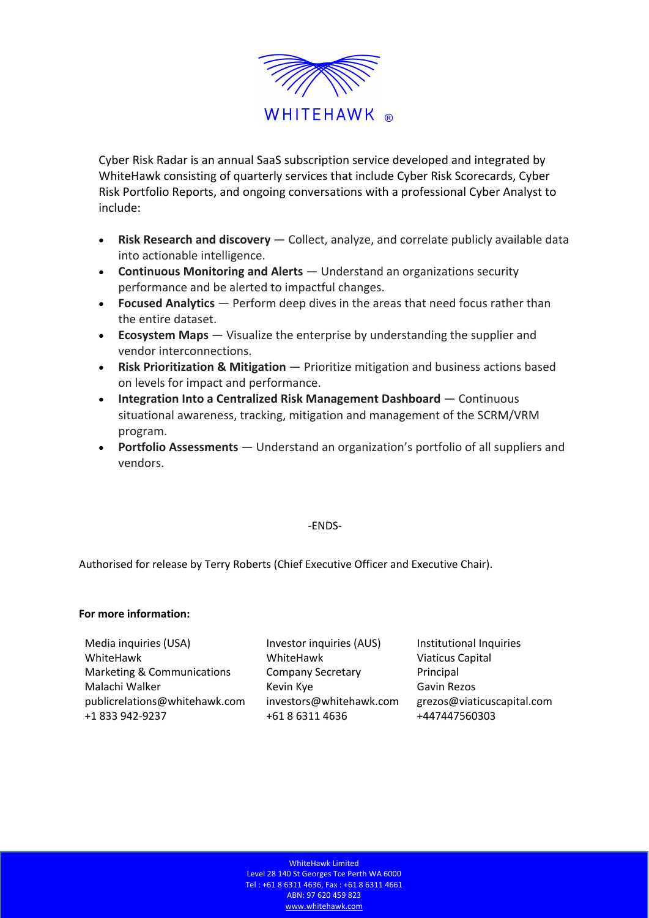Cyber Risk Radar is an annual SaaS subscription service developed and integrated by WhiteHawk consisting of quarterly services that include Cyber Risk Scorecards, Cyber Risk Portfolio Reports, and ongoing conversations with a professional Cyber Analyst to include:

- **Risk Research and discovery** — Collect, analyze, and correlate publicly available data into actionable intelligence.
- **Continuous Monitoring and Alerts** — Understand an organizations security performance and be alerted to impactful changes.
- **Focused Analytics** — Perform deep dives in the areas that need focus rather than the entire dataset.
- **Ecosystem Maps** — Visualize the enterprise by understanding the supplier and vendor interconnections.
- **Risk Prioritization & Mitigation** — Prioritize mitigation and business actions based on levels for impact and performance.
- **Integration Into a Centralized Risk Management Dashboard** — Continuous situational awareness, tracking, mitigation and management of the SCRM/VRM program.
- **Portfolio Assessments** — Understand an organization's portfolio of all suppliers and vendors.

-ENDS-

Authorised for release by Terry Roberts (Chief Executive Officer and Executive Chair).

**For more information:**

Media inquiries (USA)
WhiteHawk
Marketing & Communications
Malachi Walker
publicrelations@whitehawk.com
+1 833 942-9237

Investor inquiries (AUS)
WhiteHawk
Company Secretary
Kevin Kye
investors@whitehawk.com
+61 8 6311 4636

Institutional Inquiries
Viaticus Capital
Principal
Gavin Rezos
grezos@viaticuscapital.com
+447447560303

WhiteHawk Limited
Level 28 140 St Georges Tce Perth WA 6000
Tel : +61 8 6311 4636, Fax : +61 8 6311 4661
ABN: 97 620 459 823
www.whitehawk.com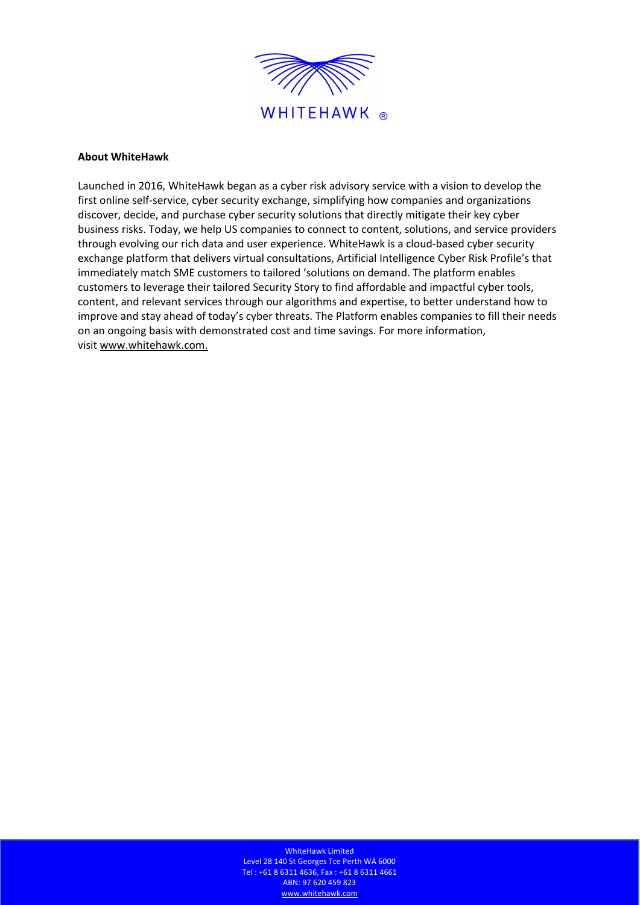WHITEHAWK ®

**About WhiteHawk**

Launched in 2016, WhiteHawk began as a cyber risk advisory service with a vision to develop the first online self-service, cyber security exchange, simplifying how companies and organizations discover, decide, and purchase cyber security solutions that directly mitigate their key cyber business risks. Today, we help US companies to connect to content, solutions, and service providers through evolving our rich data and user experience. WhiteHawk is a cloud-based cyber security exchange platform that delivers virtual consultations, Artificial Intelligence Cyber Risk Profile's that immediately match SME customers to tailored 'solutions on demand. The platform enables customers to leverage their tailored Security Story to find affordable and impactful cyber tools, content, and relevant services through our algorithms and expertise, to better understand how to improve and stay ahead of today's cyber threats. The Platform enables companies to fill their needs on an ongoing basis with demonstrated cost and time savings. For more information, visit www.whitehawk.com.

WhiteHawk Limited
Level 28 140 St Georges Tce Perth WA 6000
Tel : +61 8 6311 4636, Fax : +61 8 6311 4661
ABN: 97 620 459 823
www.whitehawk.com